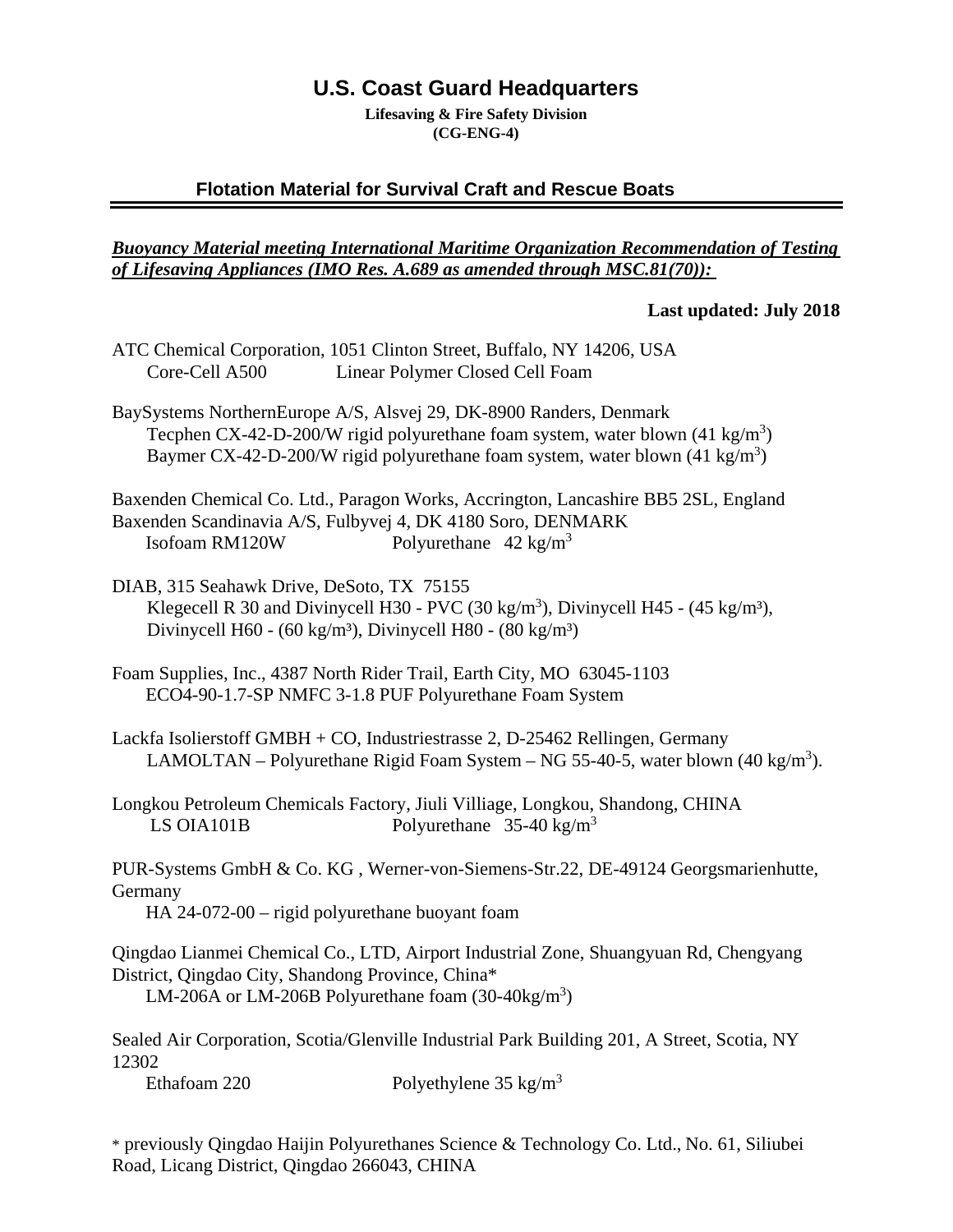# U.S. Coast Guard Headquarters

**Lifesaving & Fire Safety Division**
**(CG-ENG-4)**

## Flotation Material for Survival Craft and Rescue Boats

***Buoyancy Material meeting International Maritime Organization Recommendation of Testing of Lifesaving Appliances (IMO Res. A.689 as amended through MSC.81(70)):***

**Last updated: July 2018**

ATC Chemical Corporation, 1051 Clinton Street, Buffalo, NY 14206, USA
Core-Cell A500 Linear Polymer Closed Cell Foam

BaySystems NorthernEurope A/S, Alsvej 29, DK-8900 Randers, Denmark
Tecphen CX-42-D-200/W rigid polyurethane foam system, water blown (41 kg/m$^3$)
Baymer CX-42-D-200/W rigid polyurethane foam system, water blown (41 kg/m$^3$)

Baxenden Chemical Co. Ltd., Paragon Works, Accrington, Lancashire BB5 2SL, England
Baxenden Scandinavia A/S, Fulbyvej 4, DK 4180 Soro, DENMARK
Isofoam RM120W Polyurethane 42 kg/m$^3$

DIAB, 315 Seahawk Drive, DeSoto, TX 75155
Klegecell R 30 and Divinycell H30 - PVC (30 kg/m$^3$), Divinycell H45 - (45 kg/m$^3$), Divinycell H60 - (60 kg/m$^3$), Divinycell H80 - (80 kg/m$^3$)

Foam Supplies, Inc., 4387 North Rider Trail, Earth City, MO 63045-1103
ECO4-90-1.7-SP NMFC 3-1.8 PUF Polyurethane Foam System

Lackfa Isolierstoff GMBH + CO, Industriestrasse 2, D-25462 Rellingen, Germany
LAMOLTAN – Polyurethane Rigid Foam System – NG 55-40-5, water blown (40 kg/m$^3$).

Longkou Petroleum Chemicals Factory, Jiuli Villiage, Longkou, Shandong, CHINA
LS OIA101B Polyurethane 35-40 kg/m$^3$

PUR-Systems GmbH & Co. KG , Werner-von-Siemens-Str.22, DE-49124 Georgsmarienhutte, Germany
HA 24-072-00 – rigid polyurethane buoyant foam

Qingdao Lianmei Chemical Co., LTD, Airport Industrial Zone, Shuangyuan Rd, Chengyang District, Qingdao City, Shandong Province, China*
LM-206A or LM-206B Polyurethane foam (30-40kg/m$^3$)

Sealed Air Corporation, Scotia/Glenville Industrial Park Building 201, A Street, Scotia, NY 12302
Ethafoam 220 Polyethylene 35 kg/m$^3$

* previously Qingdao Haijin Polyurethanes Science & Technology Co. Ltd., No. 61, Siliubei Road, Licang District, Qingdao 266043, CHINA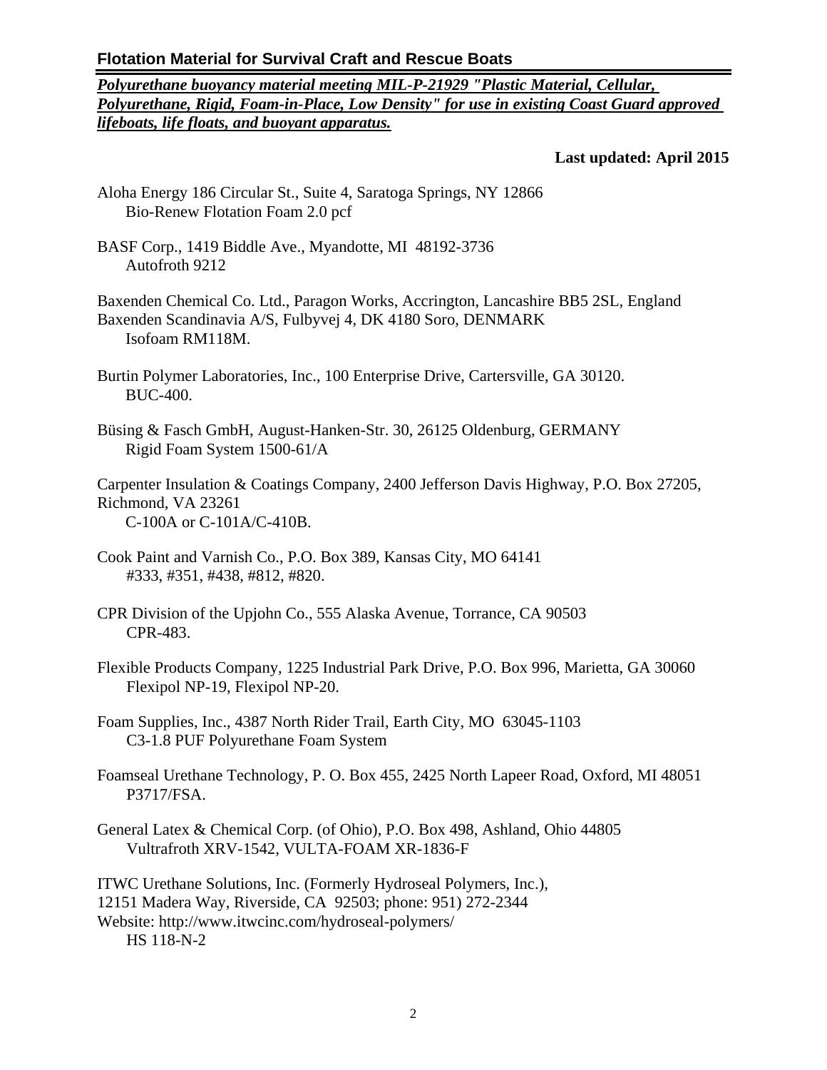## Flotation Material for Survival Craft and Rescue Boats

***Polyurethane buoyancy material meeting MIL-P-21929 "Plastic Material, Cellular, Polyurethane, Rigid, Foam-in-Place, Low Density" for use in existing Coast Guard approved lifeboats, life floats, and buoyant apparatus.***

**Last updated: April 2015**

Aloha Energy 186 Circular St., Suite 4, Saratoga Springs, NY 12866
Bio-Renew Flotation Foam 2.0 pcf

BASF Corp., 1419 Biddle Ave., Myandotte, MI 48192-3736
Autofroth 9212

Baxenden Chemical Co. Ltd., Paragon Works, Accrington, Lancashire BB5 2SL, England
Baxenden Scandinavia A/S, Fulbyvej 4, DK 4180 Soro, DENMARK
Isofoam RM118M.

Burtin Polymer Laboratories, Inc., 100 Enterprise Drive, Cartersville, GA 30120.
BUC-400.

Büsing & Fasch GmbH, August-Hanken-Str. 30, 26125 Oldenburg, GERMANY
Rigid Foam System 1500-61/A

Carpenter Insulation & Coatings Company, 2400 Jefferson Davis Highway, P.O. Box 27205, Richmond, VA 23261
C-100A or C-101A/C-410B.

Cook Paint and Varnish Co., P.O. Box 389, Kansas City, MO 64141
#333, #351, #438, #812, #820.

CPR Division of the Upjohn Co., 555 Alaska Avenue, Torrance, CA 90503
CPR-483.

Flexible Products Company, 1225 Industrial Park Drive, P.O. Box 996, Marietta, GA 30060
Flexipol NP-19, Flexipol NP-20.

Foam Supplies, Inc., 4387 North Rider Trail, Earth City, MO 63045-1103
C3-1.8 PUF Polyurethane Foam System

Foamseal Urethane Technology, P. O. Box 455, 2425 North Lapeer Road, Oxford, MI 48051
P3717/FSA.

General Latex & Chemical Corp. (of Ohio), P.O. Box 498, Ashland, Ohio 44805
Vultrafroth XRV-1542, VULTA-FOAM XR-1836-F

ITWC Urethane Solutions, Inc. (Formerly Hydroseal Polymers, Inc.),
12151 Madera Way, Riverside, CA 92503; phone: 951) 272-2344
Website: http://www.itwcinc.com/hydroseal-polymers/
HS 118-N-2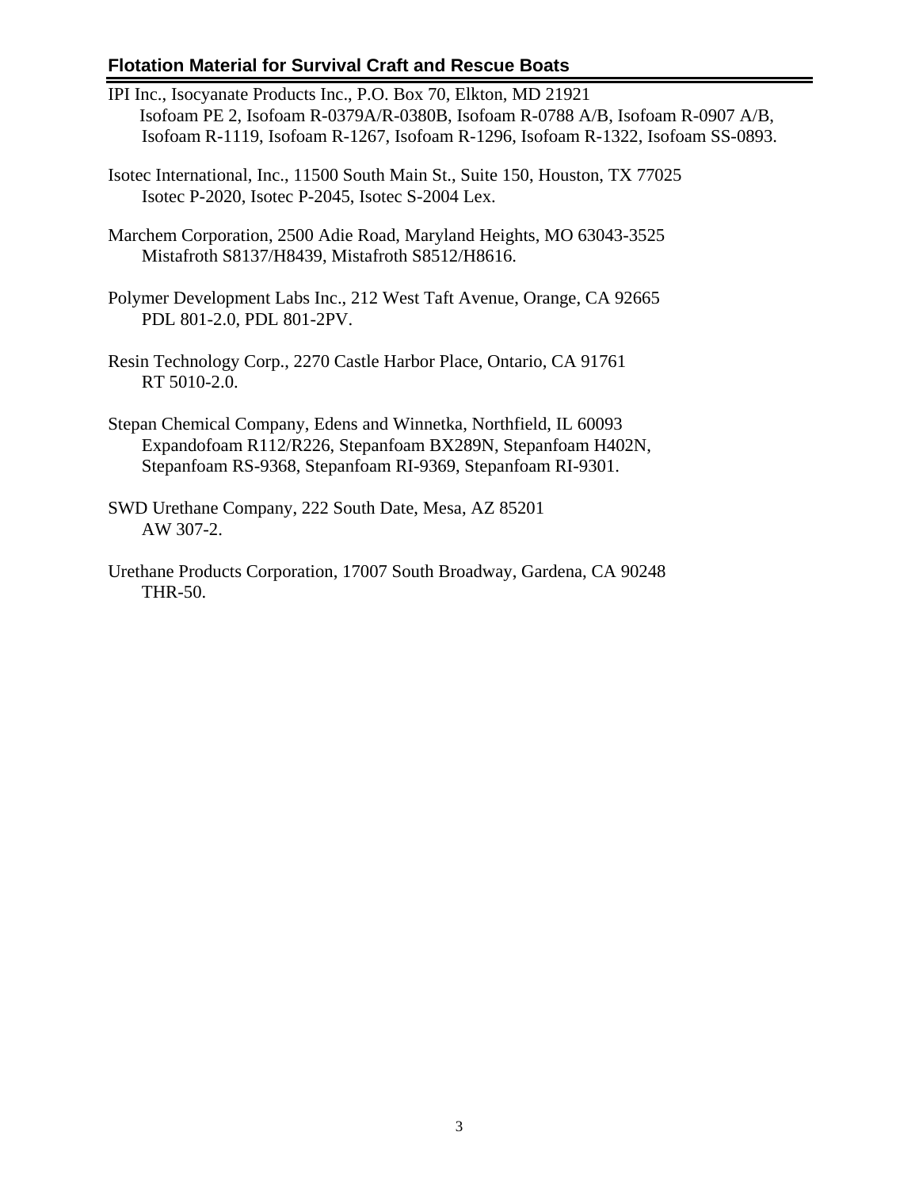## Flotation Material for Survival Craft and Rescue Boats

IPI Inc., Isocyanate Products Inc., P.O. Box 70, Elkton, MD 21921
Isofoam PE 2, Isofoam R-0379A/R-0380B, Isofoam R-0788 A/B, Isofoam R-0907 A/B, Isofoam R-1119, Isofoam R-1267, Isofoam R-1296, Isofoam R-1322, Isofoam SS-0893.

Isotec International, Inc., 11500 South Main St., Suite 150, Houston, TX 77025
Isotec P-2020, Isotec P-2045, Isotec S-2004 Lex.

Marchem Corporation, 2500 Adie Road, Maryland Heights, MO 63043-3525
Mistafroth S8137/H8439, Mistafroth S8512/H8616.

Polymer Development Labs Inc., 212 West Taft Avenue, Orange, CA 92665
PDL 801-2.0, PDL 801-2PV.

Resin Technology Corp., 2270 Castle Harbor Place, Ontario, CA 91761
RT 5010-2.0.

Stepan Chemical Company, Edens and Winnetka, Northfield, IL 60093
Expandofoam R112/R226, Stepanfoam BX289N, Stepanfoam H402N, Stepanfoam RS-9368, Stepanfoam RI-9369, Stepanfoam RI-9301.

SWD Urethane Company, 222 South Date, Mesa, AZ 85201
AW 307-2.

Urethane Products Corporation, 17007 South Broadway, Gardena, CA 90248
THR-50.